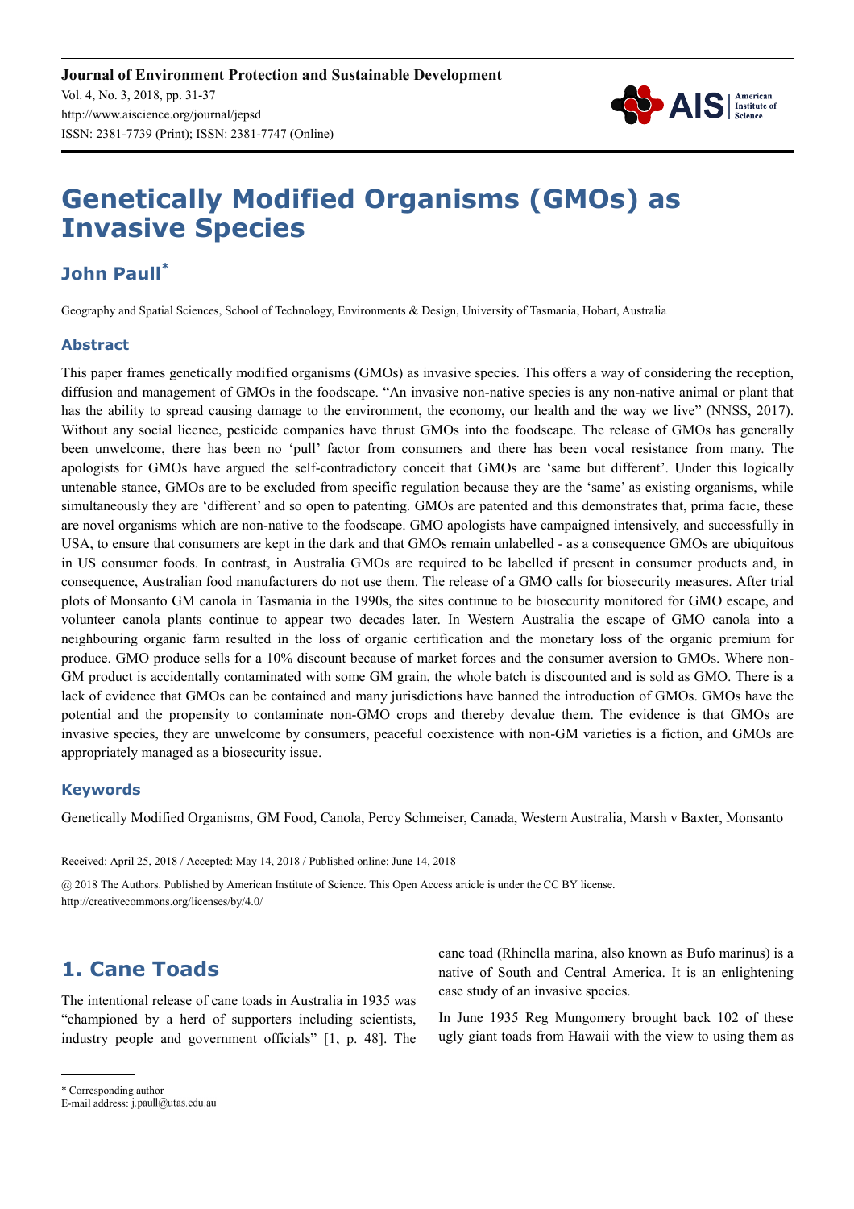# Genetically Modified Organisms (GMOs) as Invasive Species

## John Paull*

Geography and Spatial Sciences, School of Technology, Environments & Design, University of Tasmania, Hobart, Australia

### Abstract

This paper frames genetically modified organisms (GMOs) as invasive species. This offers a way of considering the reception, diffusion and management of GMOs in the foodscape. "An invasive non-native species is any non-native animal or plant that has the ability to spread causing damage to the environment, the economy, our health and the way we live" (NNSS, 2017). Without any social licence, pesticide companies have thrust GMOs into the foodscape. The release of GMOs has generally been unwelcome, there has been no 'pull' factor from consumers and there has been vocal resistance from many. The apologists for GMOs have argued the self-contradictory conceit that GMOs are 'same but different'. Under this logically untenable stance, GMOs are to be excluded from specific regulation because they are the 'same' as existing organisms, while simultaneously they are 'different' and so open to patenting. GMOs are patented and this demonstrates that, prima facie, these are novel organisms which are non-native to the foodscape. GMO apologists have campaigned intensively, and successfully in USA, to ensure that consumers are kept in the dark and that GMOs remain unlabelled - as a consequence GMOs are ubiquitous in US consumer foods. In contrast, in Australia GMOs are required to be labelled if present in consumer products and, in consequence, Australian food manufacturers do not use them. The release of a GMO calls for biosecurity measures. After trial plots of Monsanto GM canola in Tasmania in the 1990s, the sites continue to be biosecurity monitored for GMO escape, and volunteer canola plants continue to appear two decades later. In Western Australia the escape of GMO canola into a neighbouring organic farm resulted in the loss of organic certification and the monetary loss of the organic premium for produce. GMO produce sells for a 10% discount because of market forces and the consumer aversion to GMOs. Where non-GM product is accidentally contaminated with some GM grain, the whole batch is discounted and is sold as GMO. There is a lack of evidence that GMOs can be contained and many jurisdictions have banned the introduction of GMOs. GMOs have the potential and the propensity to contaminate non-GMO crops and thereby devalue them. The evidence is that GMOs are invasive species, they are unwelcome by consumers, peaceful coexistence with non-GM varieties is a fiction, and GMOs are appropriately managed as a biosecurity issue.

### Keywords

Genetically Modified Organisms, GM Food, Canola, Percy Schmeiser, Canada, Western Australia, Marsh v Baxter, Monsanto

Received: April 25, 2018 / Accepted: May 14, 2018 / Published online: June 14, 2018

@ 2018 The Authors. Published by American Institute of Science. This Open Access article is under the CC BY license. http://creativecommons.org/licenses/by/4.0/

## 1. Cane Toads

The intentional release of cane toads in Australia in 1935 was "championed by a herd of supporters including scientists, industry people and government officials" [1, p. 48]. The cane toad (Rhinella marina, also known as Bufo marinus) is a native of South and Central America. It is an enlightening case study of an invasive species.

In June 1935 Reg Mungomery brought back 102 of these ugly giant toads from Hawaii with the view to using them as

* Corresponding author
E-mail address: j.paull@utas.edu.au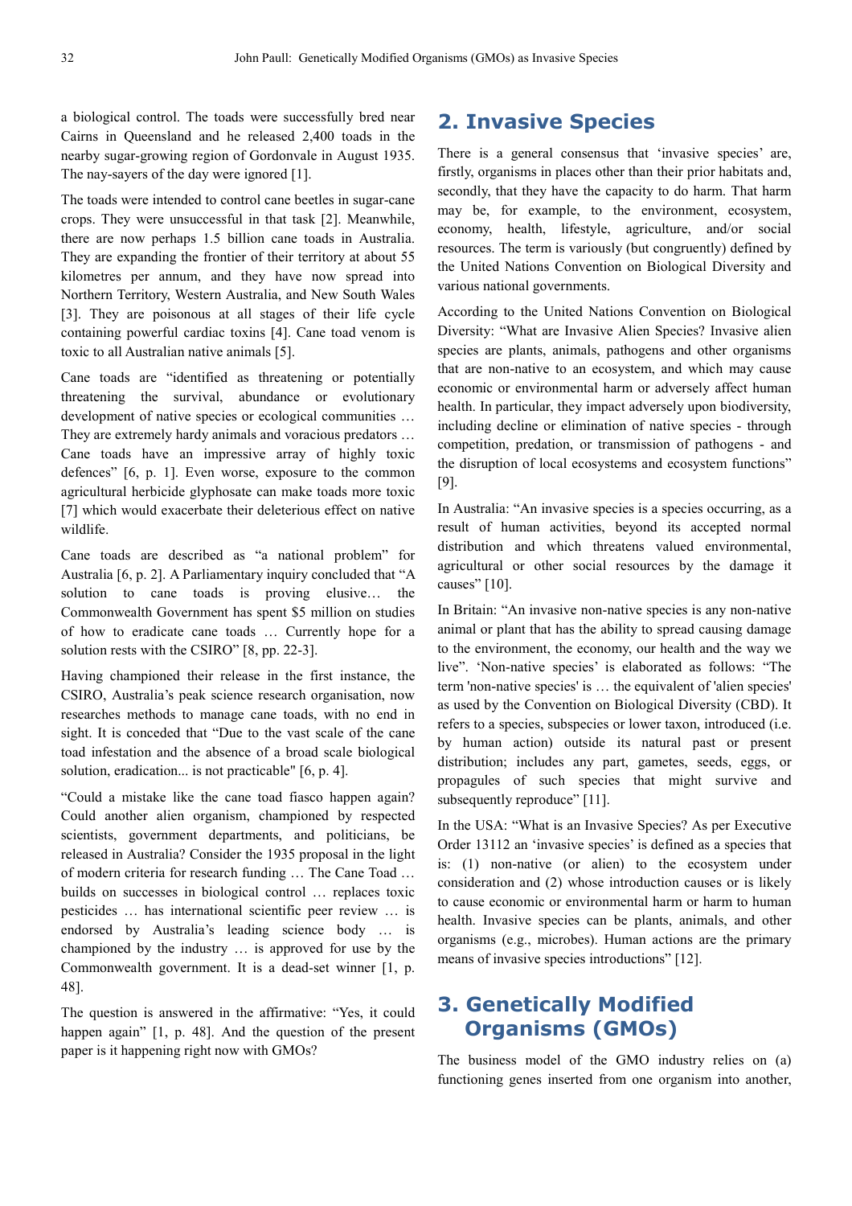a biological control. The toads were successfully bred near Cairns in Queensland and he released 2,400 toads in the nearby sugar-growing region of Gordonvale in August 1935. The nay-sayers of the day were ignored [1].

The toads were intended to control cane beetles in sugar-cane crops. They were unsuccessful in that task [2]. Meanwhile, there are now perhaps 1.5 billion cane toads in Australia. They are expanding the frontier of their territory at about 55 kilometres per annum, and they have now spread into Northern Territory, Western Australia, and New South Wales [3]. They are poisonous at all stages of their life cycle containing powerful cardiac toxins [4]. Cane toad venom is toxic to all Australian native animals [5].

Cane toads are "identified as threatening or potentially threatening the survival, abundance or evolutionary development of native species or ecological communities … They are extremely hardy animals and voracious predators … Cane toads have an impressive array of highly toxic defences" [6, p. 1]. Even worse, exposure to the common agricultural herbicide glyphosate can make toads more toxic [7] which would exacerbate their deleterious effect on native wildlife.

Cane toads are described as "a national problem" for Australia [6, p. 2]. A Parliamentary inquiry concluded that "A solution to cane toads is proving elusive… the Commonwealth Government has spent $5 million on studies of how to eradicate cane toads … Currently hope for a solution rests with the CSIRO" [8, pp. 22-3].

Having championed their release in the first instance, the CSIRO, Australia's peak science research organisation, now researches methods to manage cane toads, with no end in sight. It is conceded that "Due to the vast scale of the cane toad infestation and the absence of a broad scale biological solution, eradication... is not practicable" [6, p. 4].

"Could a mistake like the cane toad fiasco happen again? Could another alien organism, championed by respected scientists, government departments, and politicians, be released in Australia? Consider the 1935 proposal in the light of modern criteria for research funding … The Cane Toad … builds on successes in biological control … replaces toxic pesticides … has international scientific peer review … is endorsed by Australia's leading science body … is championed by the industry … is approved for use by the Commonwealth government. It is a dead-set winner [1, p. 48].

The question is answered in the affirmative: "Yes, it could happen again" [1, p. 48]. And the question of the present paper is it happening right now with GMOs?

## 2. Invasive Species

There is a general consensus that 'invasive species' are, firstly, organisms in places other than their prior habitats and, secondly, that they have the capacity to do harm. That harm may be, for example, to the environment, ecosystem, economy, health, lifestyle, agriculture, and/or social resources. The term is variously (but congruently) defined by the United Nations Convention on Biological Diversity and various national governments.

According to the United Nations Convention on Biological Diversity: "What are Invasive Alien Species? Invasive alien species are plants, animals, pathogens and other organisms that are non-native to an ecosystem, and which may cause economic or environmental harm or adversely affect human health. In particular, they impact adversely upon biodiversity, including decline or elimination of native species - through competition, predation, or transmission of pathogens - and the disruption of local ecosystems and ecosystem functions" [9].

In Australia: "An invasive species is a species occurring, as a result of human activities, beyond its accepted normal distribution and which threatens valued environmental, agricultural or other social resources by the damage it causes" [10].

In Britain: "An invasive non-native species is any non-native animal or plant that has the ability to spread causing damage to the environment, the economy, our health and the way we live". 'Non-native species' is elaborated as follows: "The term 'non-native species' is … the equivalent of 'alien species' as used by the Convention on Biological Diversity (CBD). It refers to a species, subspecies or lower taxon, introduced (i.e. by human action) outside its natural past or present distribution; includes any part, gametes, seeds, eggs, or propagules of such species that might survive and subsequently reproduce" [11].

In the USA: "What is an Invasive Species? As per Executive Order 13112 an 'invasive species' is defined as a species that is: (1) non-native (or alien) to the ecosystem under consideration and (2) whose introduction causes or is likely to cause economic or environmental harm or harm to human health. Invasive species can be plants, animals, and other organisms (e.g., microbes). Human actions are the primary means of invasive species introductions" [12].

## 3. Genetically Modified Organisms (GMOs)

The business model of the GMO industry relies on (a) functioning genes inserted from one organism into another,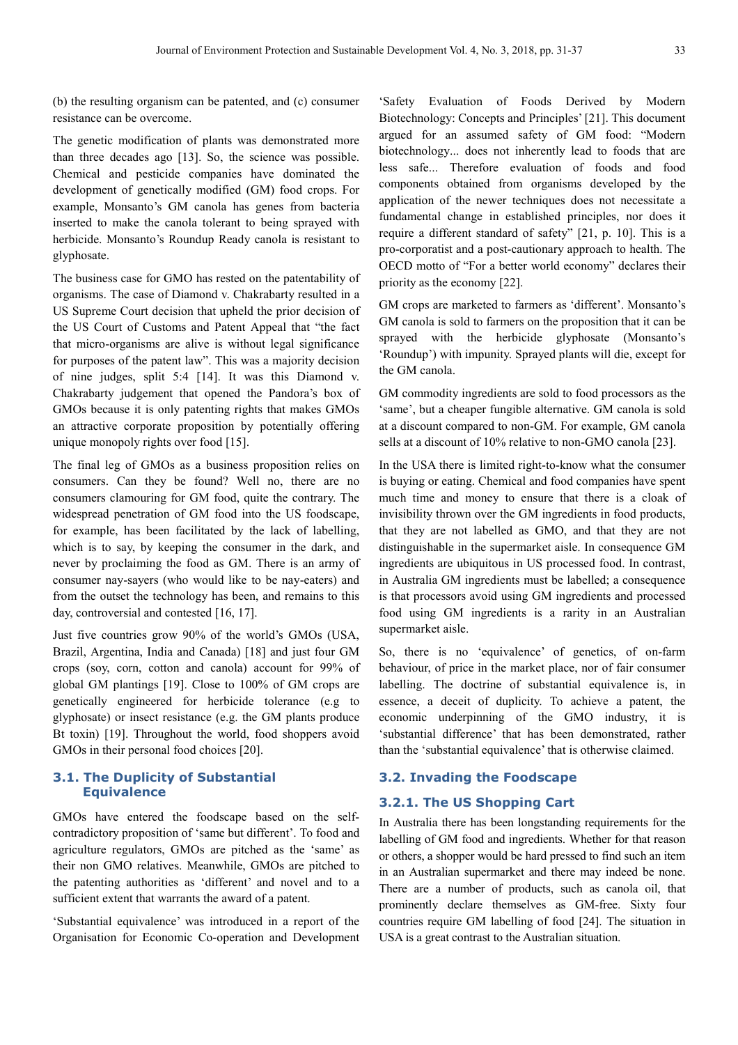(b) the resulting organism can be patented, and (c) consumer resistance can be overcome.

The genetic modification of plants was demonstrated more than three decades ago [13]. So, the science was possible. Chemical and pesticide companies have dominated the development of genetically modified (GM) food crops. For example, Monsanto's GM canola has genes from bacteria inserted to make the canola tolerant to being sprayed with herbicide. Monsanto's Roundup Ready canola is resistant to glyphosate.

The business case for GMO has rested on the patentability of organisms. The case of Diamond v. Chakrabarty resulted in a US Supreme Court decision that upheld the prior decision of the US Court of Customs and Patent Appeal that "the fact that micro-organisms are alive is without legal significance for purposes of the patent law". This was a majority decision of nine judges, split 5:4 [14]. It was this Diamond v. Chakrabarty judgement that opened the Pandora's box of GMOs because it is only patenting rights that makes GMOs an attractive corporate proposition by potentially offering unique monopoly rights over food [15].

The final leg of GMOs as a business proposition relies on consumers. Can they be found? Well no, there are no consumers clamouring for GM food, quite the contrary. The widespread penetration of GM food into the US foodscape, for example, has been facilitated by the lack of labelling, which is to say, by keeping the consumer in the dark, and never by proclaiming the food as GM. There is an army of consumer nay-sayers (who would like to be nay-eaters) and from the outset the technology has been, and remains to this day, controversial and contested [16, 17].

Just five countries grow 90% of the world's GMOs (USA, Brazil, Argentina, India and Canada) [18] and just four GM crops (soy, corn, cotton and canola) account for 99% of global GM plantings [19]. Close to 100% of GM crops are genetically engineered for herbicide tolerance (e.g to glyphosate) or insect resistance (e.g. the GM plants produce Bt toxin) [19]. Throughout the world, food shoppers avoid GMOs in their personal food choices [20].

### 3.1. The Duplicity of Substantial Equivalence

GMOs have entered the foodscape based on the self-contradictory proposition of 'same but different'. To food and agriculture regulators, GMOs are pitched as the 'same' as their non GMO relatives. Meanwhile, GMOs are pitched to the patenting authorities as 'different' and novel and to a sufficient extent that warrants the award of a patent.

'Substantial equivalence' was introduced in a report of the Organisation for Economic Co-operation and Development 'Safety Evaluation of Foods Derived by Modern Biotechnology: Concepts and Principles' [21]. This document argued for an assumed safety of GM food: "Modern biotechnology... does not inherently lead to foods that are less safe... Therefore evaluation of foods and food components obtained from organisms developed by the application of the newer techniques does not necessitate a fundamental change in established principles, nor does it require a different standard of safety" [21, p. 10]. This is a pro-corporatist and a post-cautionary approach to health. The OECD motto of "For a better world economy" declares their priority as the economy [22].

GM crops are marketed to farmers as 'different'. Monsanto's GM canola is sold to farmers on the proposition that it can be sprayed with the herbicide glyphosate (Monsanto's 'Roundup') with impunity. Sprayed plants will die, except for the GM canola.

GM commodity ingredients are sold to food processors as the 'same', but a cheaper fungible alternative. GM canola is sold at a discount compared to non-GM. For example, GM canola sells at a discount of 10% relative to non-GMO canola [23].

In the USA there is limited right-to-know what the consumer is buying or eating. Chemical and food companies have spent much time and money to ensure that there is a cloak of invisibility thrown over the GM ingredients in food products, that they are not labelled as GMO, and that they are not distinguishable in the supermarket aisle. In consequence GM ingredients are ubiquitous in US processed food. In contrast, in Australia GM ingredients must be labelled; a consequence is that processors avoid using GM ingredients and processed food using GM ingredients is a rarity in an Australian supermarket aisle.

So, there is no 'equivalence' of genetics, of on-farm behaviour, of price in the market place, nor of fair consumer labelling. The doctrine of substantial equivalence is, in essence, a deceit of duplicity. To achieve a patent, the economic underpinning of the GMO industry, it is 'substantial difference' that has been demonstrated, rather than the 'substantial equivalence' that is otherwise claimed.

### 3.2. Invading the Foodscape

#### 3.2.1. The US Shopping Cart

In Australia there has been longstanding requirements for the labelling of GM food and ingredients. Whether for that reason or others, a shopper would be hard pressed to find such an item in an Australian supermarket and there may indeed be none. There are a number of products, such as canola oil, that prominently declare themselves as GM-free. Sixty four countries require GM labelling of food [24]. The situation in USA is a great contrast to the Australian situation.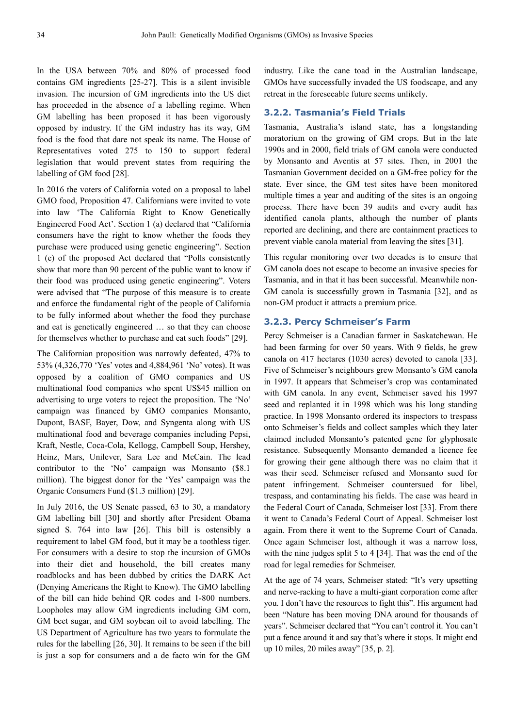In the USA between 70% and 80% of processed food contains GM ingredients [25-27]. This is a silent invisible invasion. The incursion of GM ingredients into the US diet has proceeded in the absence of a labelling regime. When GM labelling has been proposed it has been vigorously opposed by industry. If the GM industry has its way, GM food is the food that dare not speak its name. The House of Representatives voted 275 to 150 to support federal legislation that would prevent states from requiring the labelling of GM food [28].

In 2016 the voters of California voted on a proposal to label GMO food, Proposition 47. Californians were invited to vote into law 'The California Right to Know Genetically Engineered Food Act'. Section 1 (a) declared that "California consumers have the right to know whether the foods they purchase were produced using genetic engineering". Section 1 (e) of the proposed Act declared that "Polls consistently show that more than 90 percent of the public want to know if their food was produced using genetic engineering". Voters were advised that "The purpose of this measure is to create and enforce the fundamental right of the people of California to be fully informed about whether the food they purchase and eat is genetically engineered … so that they can choose for themselves whether to purchase and eat such foods" [29].

The Californian proposition was narrowly defeated, 47% to 53% (4,326,770 'Yes' votes and 4,884,961 'No' votes). It was opposed by a coalition of GMO companies and US multinational food companies who spent US$45 million on advertising to urge voters to reject the proposition. The 'No' campaign was financed by GMO companies Monsanto, Dupont, BASF, Bayer, Dow, and Syngenta along with US multinational food and beverage companies including Pepsi, Kraft, Nestle, Coca-Cola, Kellogg, Campbell Soup, Hershey, Heinz, Mars, Unilever, Sara Lee and McCain. The lead contributor to the 'No' campaign was Monsanto ($8.1 million). The biggest donor for the 'Yes' campaign was the Organic Consumers Fund ($1.3 million) [29].

In July 2016, the US Senate passed, 63 to 30, a mandatory GM labelling bill [30] and shortly after President Obama signed S. 764 into law [26]. This bill is ostensibly a requirement to label GM food, but it may be a toothless tiger. For consumers with a desire to stop the incursion of GMOs into their diet and household, the bill creates many roadblocks and has been dubbed by critics the DARK Act (Denying Americans the Right to Know). The GMO labelling of the bill can hide behind QR codes and 1-800 numbers. Loopholes may allow GM ingredients including GM corn, GM beet sugar, and GM soybean oil to avoid labelling. The US Department of Agriculture has two years to formulate the rules for the labelling [26, 30]. It remains to be seen if the bill is just a sop for consumers and a de facto win for the GM industry. Like the cane toad in the Australian landscape, GMOs have successfully invaded the US foodscape, and any retreat in the foreseeable future seems unlikely.

### 3.2.2. Tasmania's Field Trials

Tasmania, Australia's island state, has a longstanding moratorium on the growing of GM crops. But in the late 1990s and in 2000, field trials of GM canola were conducted by Monsanto and Aventis at 57 sites. Then, in 2001 the Tasmanian Government decided on a GM-free policy for the state. Ever since, the GM test sites have been monitored multiple times a year and auditing of the sites is an ongoing process. There have been 39 audits and every audit has identified canola plants, although the number of plants reported are declining, and there are containment practices to prevent viable canola material from leaving the sites [31].

This regular monitoring over two decades is to ensure that GM canola does not escape to become an invasive species for Tasmania, and in that it has been successful. Meanwhile non-GM canola is successfully grown in Tasmania [32], and as non-GM product it attracts a premium price.

### 3.2.3. Percy Schmeiser's Farm

Percy Schmeiser is a Canadian farmer in Saskatchewan. He had been farming for over 50 years. With 9 fields, he grew canola on 417 hectares (1030 acres) devoted to canola [33]. Five of Schmeiser's neighbours grew Monsanto's GM canola in 1997. It appears that Schmeiser's crop was contaminated with GM canola. In any event, Schmeiser saved his 1997 seed and replanted it in 1998 which was his long standing practice. In 1998 Monsanto ordered its inspectors to trespass onto Schmeiser's fields and collect samples which they later claimed included Monsanto's patented gene for glyphosate resistance. Subsequently Monsanto demanded a licence fee for growing their gene although there was no claim that it was their seed. Schmeiser refused and Monsanto sued for patent infringement. Schmeiser countersued for libel, trespass, and contaminating his fields. The case was heard in the Federal Court of Canada, Schmeiser lost [33]. From there it went to Canada's Federal Court of Appeal. Schmeiser lost again. From there it went to the Supreme Court of Canada. Once again Schmeiser lost, although it was a narrow loss, with the nine judges split 5 to 4 [34]. That was the end of the road for legal remedies for Schmeiser.

At the age of 74 years, Schmeiser stated: "It's very upsetting and nerve-racking to have a multi-giant corporation come after you. I don't have the resources to fight this". His argument had been "Nature has been moving DNA around for thousands of years". Schmeiser declared that "You can't control it. You can't put a fence around it and say that's where it stops. It might end up 10 miles, 20 miles away" [35, p. 2].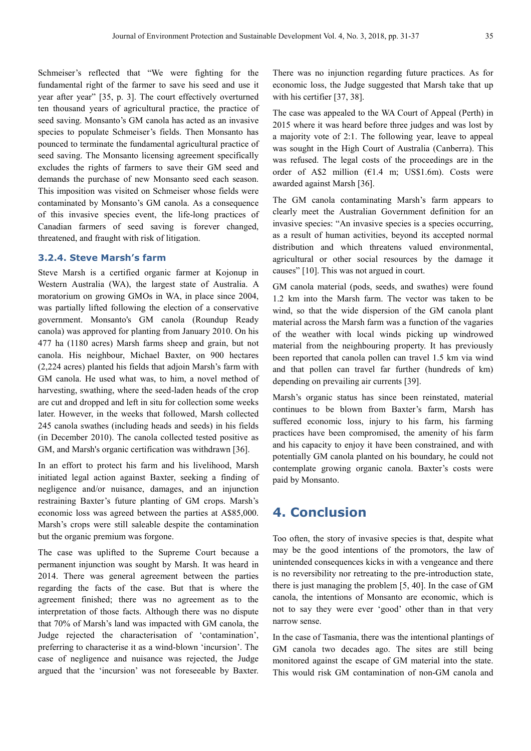Schmeiser's reflected that "We were fighting for the fundamental right of the farmer to save his seed and use it year after year" [35, p. 3]. The court effectively overturned ten thousand years of agricultural practice, the practice of seed saving. Monsanto's GM canola has acted as an invasive species to populate Schmeiser's fields. Then Monsanto has pounced to terminate the fundamental agricultural practice of seed saving. The Monsanto licensing agreement specifically excludes the rights of farmers to save their GM seed and demands the purchase of new Monsanto seed each season. This imposition was visited on Schmeiser whose fields were contaminated by Monsanto's GM canola. As a consequence of this invasive species event, the life-long practices of Canadian farmers of seed saving is forever changed, threatened, and fraught with risk of litigation.

### 3.2.4. Steve Marsh's farm

Steve Marsh is a certified organic farmer at Kojonup in Western Australia (WA), the largest state of Australia. A moratorium on growing GMOs in WA, in place since 2004, was partially lifted following the election of a conservative government. Monsanto's GM canola (Roundup Ready canola) was approved for planting from January 2010. On his 477 ha (1180 acres) Marsh farms sheep and grain, but not canola. His neighbour, Michael Baxter, on 900 hectares (2,224 acres) planted his fields that adjoin Marsh's farm with GM canola. He used what was, to him, a novel method of harvesting, swathing, where the seed-laden heads of the crop are cut and dropped and left in situ for collection some weeks later. However, in the weeks that followed, Marsh collected 245 canola swathes (including heads and seeds) in his fields (in December 2010). The canola collected tested positive as GM, and Marsh's organic certification was withdrawn [36].

In an effort to protect his farm and his livelihood, Marsh initiated legal action against Baxter, seeking a finding of negligence and/or nuisance, damages, and an injunction restraining Baxter's future planting of GM crops. Marsh's economic loss was agreed between the parties at A$85,000. Marsh's crops were still saleable despite the contamination but the organic premium was forgone.

The case was uplifted to the Supreme Court because a permanent injunction was sought by Marsh. It was heard in 2014. There was general agreement between the parties regarding the facts of the case. But that is where the agreement finished; there was no agreement as to the interpretation of those facts. Although there was no dispute that 70% of Marsh's land was impacted with GM canola, the Judge rejected the characterisation of 'contamination', preferring to characterise it as a wind-blown 'incursion'. The case of negligence and nuisance was rejected, the Judge argued that the 'incursion' was not foreseeable by Baxter. There was no injunction regarding future practices. As for economic loss, the Judge suggested that Marsh take that up with his certifier [37, 38].

The case was appealed to the WA Court of Appeal (Perth) in 2015 where it was heard before three judges and was lost by a majority vote of 2:1. The following year, leave to appeal was sought in the High Court of Australia (Canberra). This was refused. The legal costs of the proceedings are in the order of A$2 million (€1.4 m; US$1.6m). Costs were awarded against Marsh [36].

The GM canola contaminating Marsh's farm appears to clearly meet the Australian Government definition for an invasive species: "An invasive species is a species occurring, as a result of human activities, beyond its accepted normal distribution and which threatens valued environmental, agricultural or other social resources by the damage it causes" [10]. This was not argued in court.

GM canola material (pods, seeds, and swathes) were found 1.2 km into the Marsh farm. The vector was taken to be wind, so that the wide dispersion of the GM canola plant material across the Marsh farm was a function of the vagaries of the weather with local winds picking up windrowed material from the neighbouring property. It has previously been reported that canola pollen can travel 1.5 km via wind and that pollen can travel far further (hundreds of km) depending on prevailing air currents [39].

Marsh's organic status has since been reinstated, material continues to be blown from Baxter's farm, Marsh has suffered economic loss, injury to his farm, his farming practices have been compromised, the amenity of his farm and his capacity to enjoy it have been constrained, and with potentially GM canola planted on his boundary, he could not contemplate growing organic canola. Baxter's costs were paid by Monsanto.

## 4. Conclusion

Too often, the story of invasive species is that, despite what may be the good intentions of the promotors, the law of unintended consequences kicks in with a vengeance and there is no reversibility nor retreating to the pre-introduction state, there is just managing the problem [5, 40]. In the case of GM canola, the intentions of Monsanto are economic, which is not to say they were ever 'good' other than in that very narrow sense.

In the case of Tasmania, there was the intentional plantings of GM canola two decades ago. The sites are still being monitored against the escape of GM material into the state. This would risk GM contamination of non-GM canola and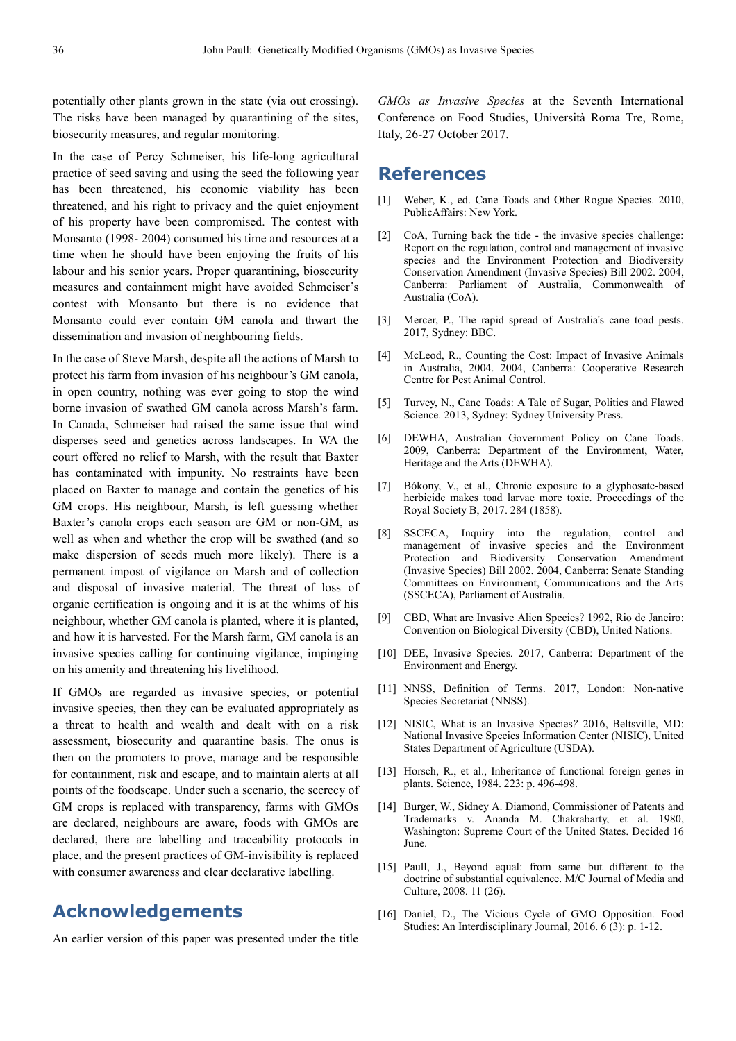potentially other plants grown in the state (via out crossing). The risks have been managed by quarantining of the sites, biosecurity measures, and regular monitoring.

In the case of Percy Schmeiser, his life-long agricultural practice of seed saving and using the seed the following year has been threatened, his economic viability has been threatened, and his right to privacy and the quiet enjoyment of his property have been compromised. The contest with Monsanto (1998- 2004) consumed his time and resources at a time when he should have been enjoying the fruits of his labour and his senior years. Proper quarantining, biosecurity measures and containment might have avoided Schmeiser's contest with Monsanto but there is no evidence that Monsanto could ever contain GM canola and thwart the dissemination and invasion of neighbouring fields.

In the case of Steve Marsh, despite all the actions of Marsh to protect his farm from invasion of his neighbour's GM canola, in open country, nothing was ever going to stop the wind borne invasion of swathed GM canola across Marsh's farm. In Canada, Schmeiser had raised the same issue that wind disperses seed and genetics across landscapes. In WA the court offered no relief to Marsh, with the result that Baxter has contaminated with impunity. No restraints have been placed on Baxter to manage and contain the genetics of his GM crops. His neighbour, Marsh, is left guessing whether Baxter's canola crops each season are GM or non-GM, as well as when and whether the crop will be swathed (and so make dispersion of seeds much more likely). There is a permanent impost of vigilance on Marsh and of collection and disposal of invasive material. The threat of loss of organic certification is ongoing and it is at the whims of his neighbour, whether GM canola is planted, where it is planted, and how it is harvested. For the Marsh farm, GM canola is an invasive species calling for continuing vigilance, impinging on his amenity and threatening his livelihood.

If GMOs are regarded as invasive species, or potential invasive species, then they can be evaluated appropriately as a threat to health and wealth and dealt with on a risk assessment, biosecurity and quarantine basis. The onus is then on the promoters to prove, manage and be responsible for containment, risk and escape, and to maintain alerts at all points of the foodscape. Under such a scenario, the secrecy of GM crops is replaced with transparency, farms with GMOs are declared, neighbours are aware, foods with GMOs are declared, there are labelling and traceability protocols in place, and the present practices of GM-invisibility is replaced with consumer awareness and clear declarative labelling.

## Acknowledgements

An earlier version of this paper was presented under the title *GMOs as Invasive Species* at the Seventh International Conference on Food Studies, Università Roma Tre, Rome, Italy, 26-27 October 2017.

## References

[1] Weber, K., ed. Cane Toads and Other Rogue Species. 2010, PublicAffairs: New York.

[2] CoA, Turning back the tide - the invasive species challenge: Report on the regulation, control and management of invasive species and the Environment Protection and Biodiversity Conservation Amendment (Invasive Species) Bill 2002. 2004, Canberra: Parliament of Australia, Commonwealth of Australia (CoA).

[3] Mercer, P., The rapid spread of Australia's cane toad pests. 2017, Sydney: BBC.

[4] McLeod, R., Counting the Cost: Impact of Invasive Animals in Australia, 2004. 2004, Canberra: Cooperative Research Centre for Pest Animal Control.

[5] Turvey, N., Cane Toads: A Tale of Sugar, Politics and Flawed Science. 2013, Sydney: Sydney University Press.

[6] DEWHA, Australian Government Policy on Cane Toads. 2009, Canberra: Department of the Environment, Water, Heritage and the Arts (DEWHA).

[7] Bókony, V., et al., Chronic exposure to a glyphosate-based herbicide makes toad larvae more toxic. Proceedings of the Royal Society B, 2017. 284 (1858).

[8] SSCECA, Inquiry into the regulation, control and management of invasive species and the Environment Protection and Biodiversity Conservation Amendment (Invasive Species) Bill 2002. 2004, Canberra: Senate Standing Committees on Environment, Communications and the Arts (SSCECA), Parliament of Australia.

[9] CBD, What are Invasive Alien Species? 1992, Rio de Janeiro: Convention on Biological Diversity (CBD), United Nations.

[10] DEE, Invasive Species. 2017, Canberra: Department of the Environment and Energy.

[11] NNSS, Definition of Terms. 2017, London: Non-native Species Secretariat (NNSS).

[12] NISIC, What is an Invasive Species*?* 2016, Beltsville, MD: National Invasive Species Information Center (NISIC), United States Department of Agriculture (USDA).

[13] Horsch, R., et al., Inheritance of functional foreign genes in plants. Science, 1984. 223: p. 496-498.

[14] Burger, W., Sidney A. Diamond, Commissioner of Patents and Trademarks v. Ananda M. Chakrabarty, et al. 1980, Washington: Supreme Court of the United States. Decided 16 June.

[15] Paull, J., Beyond equal: from same but different to the doctrine of substantial equivalence. M/C Journal of Media and Culture, 2008. 11 (26).

[16] Daniel, D., The Vicious Cycle of GMO Opposition. Food Studies: An Interdisciplinary Journal, 2016. 6 (3): p. 1-12.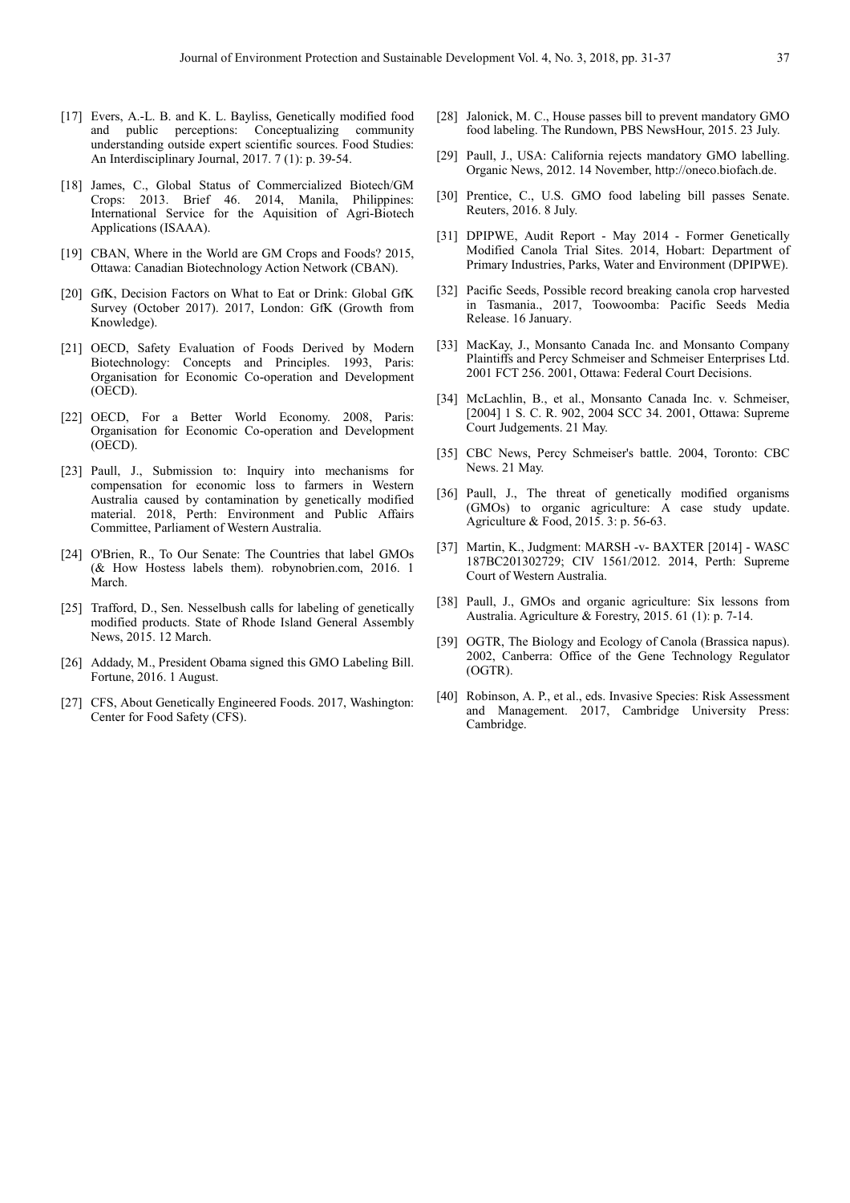[17] Evers, A.-L. B. and K. L. Bayliss, Genetically modified food and public perceptions: Conceptualizing community understanding outside expert scientific sources. Food Studies: An Interdisciplinary Journal, 2017. 7 (1): p. 39-54.

[18] James, C., Global Status of Commercialized Biotech/GM Crops: 2013. Brief 46. 2014, Manila, Philippines: International Service for the Aquisition of Agri-Biotech Applications (ISAAA).

[19] CBAN, Where in the World are GM Crops and Foods? 2015, Ottawa: Canadian Biotechnology Action Network (CBAN).

[20] GfK, Decision Factors on What to Eat or Drink: Global GfK Survey (October 2017). 2017, London: GfK (Growth from Knowledge).

[21] OECD, Safety Evaluation of Foods Derived by Modern Biotechnology: Concepts and Principles. 1993, Paris: Organisation for Economic Co-operation and Development (OECD).

[22] OECD, For a Better World Economy. 2008, Paris: Organisation for Economic Co-operation and Development (OECD).

[23] Paull, J., Submission to: Inquiry into mechanisms for compensation for economic loss to farmers in Western Australia caused by contamination by genetically modified material. 2018, Perth: Environment and Public Affairs Committee, Parliament of Western Australia.

[24] O'Brien, R., To Our Senate: The Countries that label GMOs (& How Hostess labels them). robynobrien.com, 2016. 1 March.

[25] Trafford, D., Sen. Nesselbush calls for labeling of genetically modified products. State of Rhode Island General Assembly News, 2015. 12 March.

[26] Addady, M., President Obama signed this GMO Labeling Bill. Fortune, 2016. 1 August.

[27] CFS, About Genetically Engineered Foods. 2017, Washington: Center for Food Safety (CFS).

[28] Jalonick, M. C., House passes bill to prevent mandatory GMO food labeling. The Rundown, PBS NewsHour, 2015. 23 July.

[29] Paull, J., USA: California rejects mandatory GMO labelling. Organic News, 2012. 14 November, http://oneco.biofach.de.

[30] Prentice, C., U.S. GMO food labeling bill passes Senate. Reuters, 2016. 8 July.

[31] DPIPWE, Audit Report - May 2014 - Former Genetically Modified Canola Trial Sites. 2014, Hobart: Department of Primary Industries, Parks, Water and Environment (DPIPWE).

[32] Pacific Seeds, Possible record breaking canola crop harvested in Tasmania., 2017, Toowoomba: Pacific Seeds Media Release. 16 January.

[33] MacKay, J., Monsanto Canada Inc. and Monsanto Company Plaintiffs and Percy Schmeiser and Schmeiser Enterprises Ltd. 2001 FCT 256. 2001, Ottawa: Federal Court Decisions.

[34] McLachlin, B., et al., Monsanto Canada Inc. v. Schmeiser, [2004] 1 S. C. R. 902, 2004 SCC 34. 2001, Ottawa: Supreme Court Judgements. 21 May.

[35] CBC News, Percy Schmeiser's battle. 2004, Toronto: CBC News. 21 May.

[36] Paull, J., The threat of genetically modified organisms (GMOs) to organic agriculture: A case study update. Agriculture & Food, 2015. 3: p. 56-63.

[37] Martin, K., Judgment: MARSH -v- BAXTER [2014] - WASC 187BC201302729; CIV 1561/2012. 2014, Perth: Supreme Court of Western Australia.

[38] Paull, J., GMOs and organic agriculture: Six lessons from Australia. Agriculture & Forestry, 2015. 61 (1): p. 7-14.

[39] OGTR, The Biology and Ecology of Canola (Brassica napus). 2002, Canberra: Office of the Gene Technology Regulator (OGTR).

[40] Robinson, A. P., et al., eds. Invasive Species: Risk Assessment and Management. 2017, Cambridge University Press: Cambridge.